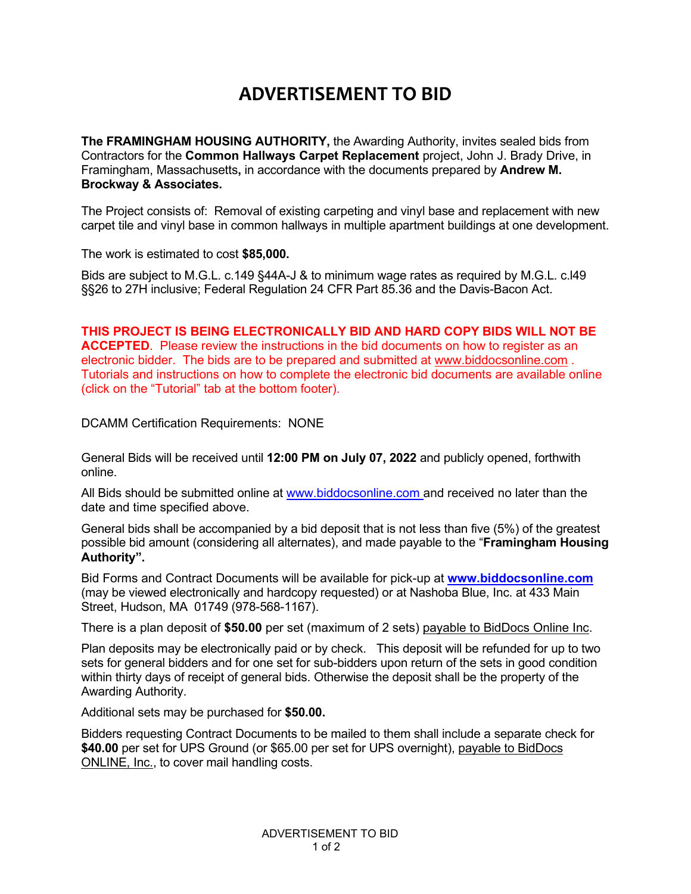# ADVERTISEMENT TO BID

**The FRAMINGHAM HOUSING AUTHORITY,** the Awarding Authority, invites sealed bids from Contractors for the **Common Hallways Carpet Replacement** project, John J. Brady Drive, in Framingham, Massachusetts**,** in accordance with the documents prepared by **Andrew M. Brockway & Associates.**

The Project consists of: Removal of existing carpeting and vinyl base and replacement with new carpet tile and vinyl base in common hallways in multiple apartment buildings at one development.

The work is estimated to cost **$85,000.**

Bids are subject to M.G.L. c.149 §44A-J & to minimum wage rates as required by M.G.L. c.l49 §§26 to 27H inclusive; Federal Regulation 24 CFR Part 85.36 and the Davis-Bacon Act.

**THIS PROJECT IS BEING ELECTRONICALLY BID AND HARD COPY BIDS WILL NOT BE ACCEPTED**. Please review the instructions in the bid documents on how to register as an electronic bidder. The bids are to be prepared and submitted at www.biddocsonline.com . Tutorials and instructions on how to complete the electronic bid documents are available online (click on the "Tutorial" tab at the bottom footer).

DCAMM Certification Requirements: NONE

General Bids will be received until **12:00 PM on July 07, 2022** and publicly opened, forthwith online.

All Bids should be submitted online at www.biddocsonline.com and received no later than the date and time specified above.

General bids shall be accompanied by a bid deposit that is not less than five (5%) of the greatest possible bid amount (considering all alternates), and made payable to the "**Framingham Housing Authority".**

Bid Forms and Contract Documents will be available for pick-up at **www.biddocsonline.com** (may be viewed electronically and hardcopy requested) or at Nashoba Blue, Inc. at 433 Main Street, Hudson, MA 01749 (978-568-1167).

There is a plan deposit of **$50.00** per set (maximum of 2 sets) payable to BidDocs Online Inc.

Plan deposits may be electronically paid or by check. This deposit will be refunded for up to two sets for general bidders and for one set for sub-bidders upon return of the sets in good condition within thirty days of receipt of general bids. Otherwise the deposit shall be the property of the Awarding Authority.

Additional sets may be purchased for **$50.00.**

Bidders requesting Contract Documents to be mailed to them shall include a separate check for **$40.00** per set for UPS Ground (or $65.00 per set for UPS overnight), payable to BidDocs ONLINE, Inc., to cover mail handling costs.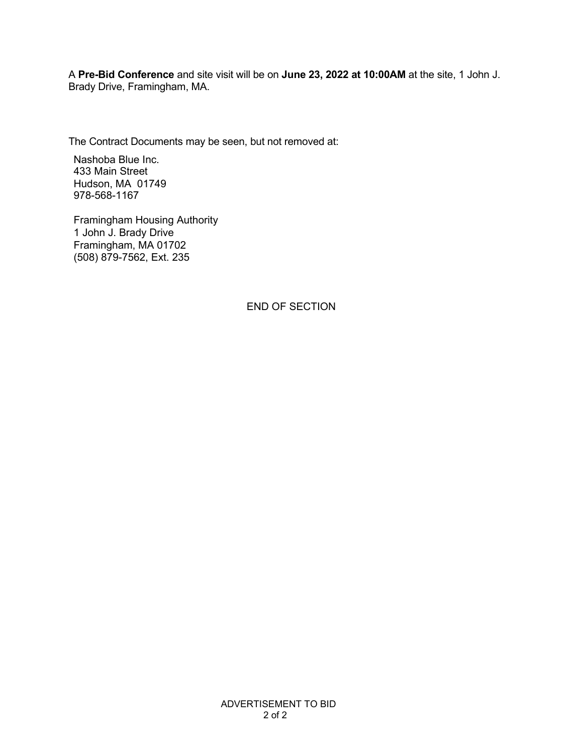A **Pre-Bid Conference** and site visit will be on **June 23, 2022 at 10:00AM** at the site, 1 John J. Brady Drive, Framingham, MA.

The Contract Documents may be seen, but not removed at:

Nashoba Blue Inc.
433 Main Street
Hudson, MA 01749
978-568-1167

Framingham Housing Authority
1 John J. Brady Drive
Framingham, MA 01702
(508) 879-7562, Ext. 235

END OF SECTION